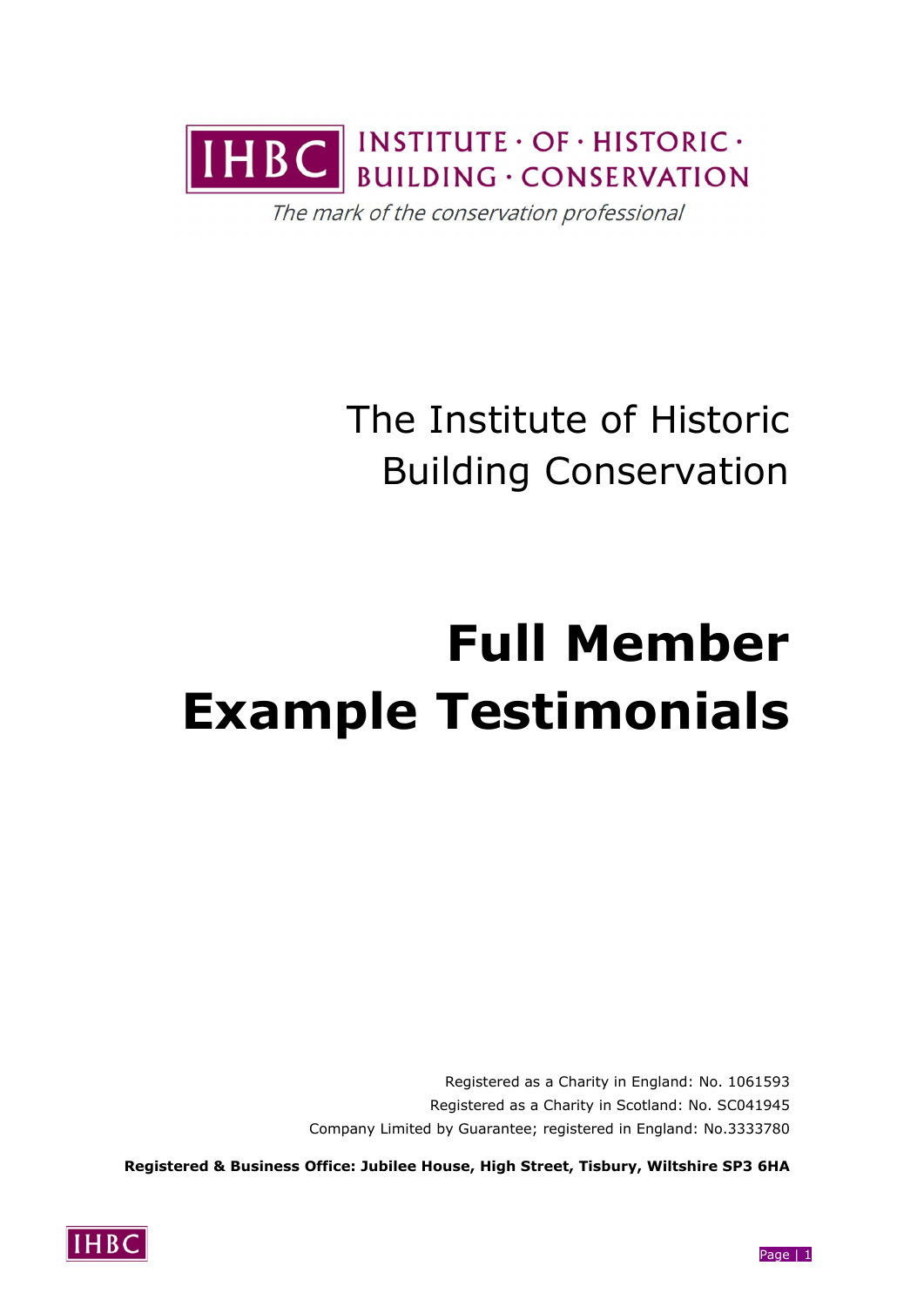INSTITUTE · OF · HISTORIC · BUILDING · CONSERVATION

*The mark of the conservation professional*

The Institute of Historic Building Conservation

# Full Member Example Testimonials

Registered as a Charity in England: No. 1061593
Registered as a Charity in Scotland: No. SC041945
Company Limited by Guarantee; registered in England: No.3333780

**Registered & Business Office: Jubilee House, High Street, Tisbury, Wiltshire SP3 6HA**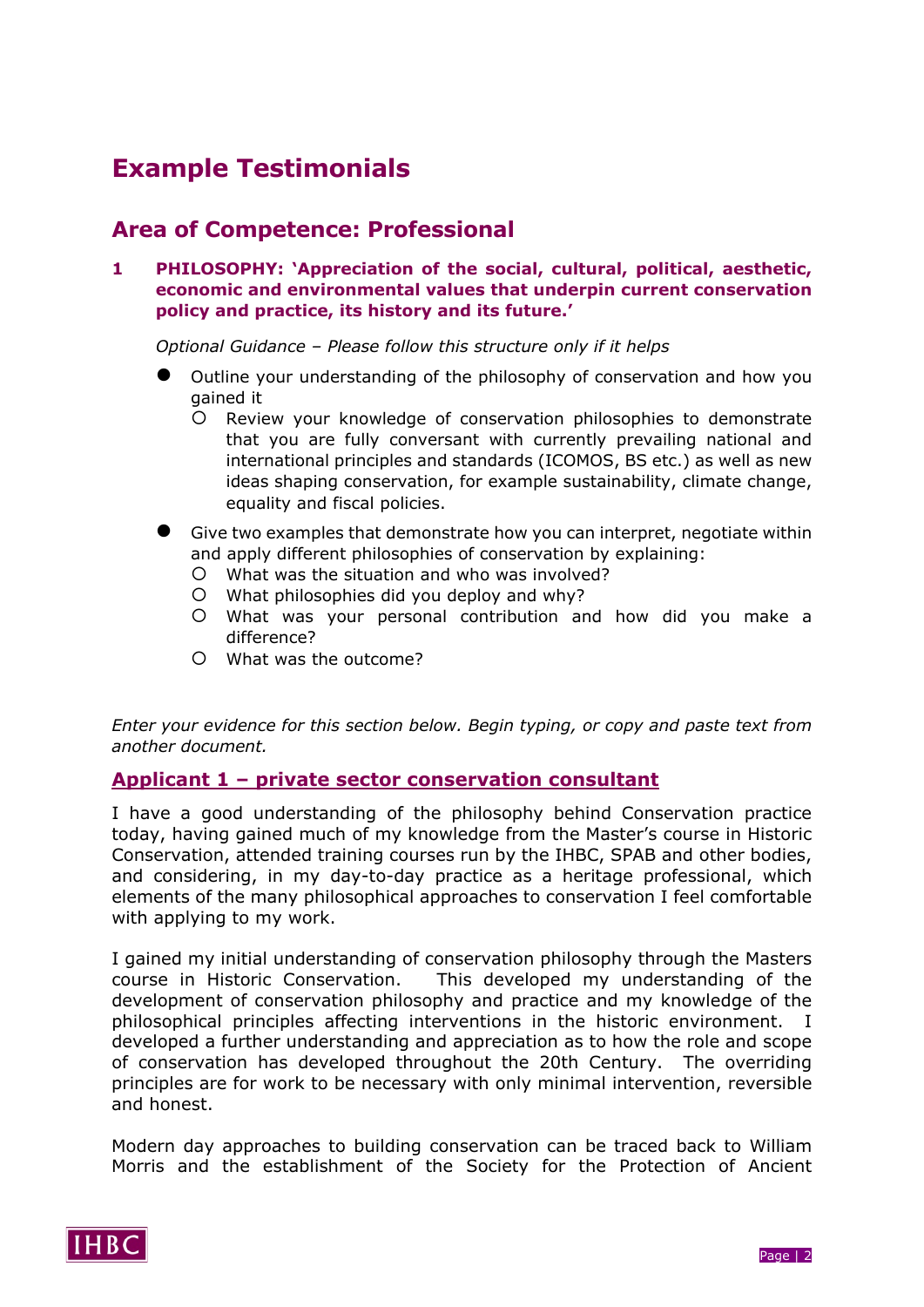# Example Testimonials

## Area of Competence: Professional

**1 PHILOSOPHY: 'Appreciation of the social, cultural, political, aesthetic, economic and environmental values that underpin current conservation policy and practice, its history and its future.'**

*Optional Guidance – Please follow this structure only if it helps*

- Outline your understanding of the philosophy of conservation and how you gained it
  - Review your knowledge of conservation philosophies to demonstrate that you are fully conversant with currently prevailing national and international principles and standards (ICOMOS, BS etc.) as well as new ideas shaping conservation, for example sustainability, climate change, equality and fiscal policies.
- Give two examples that demonstrate how you can interpret, negotiate within and apply different philosophies of conservation by explaining:
  - What was the situation and who was involved?
  - What philosophies did you deploy and why?
  - What was your personal contribution and how did you make a difference?
  - What was the outcome?

*Enter your evidence for this section below. Begin typing, or copy and paste text from another document.*

### Applicant 1 – private sector conservation consultant

I have a good understanding of the philosophy behind Conservation practice today, having gained much of my knowledge from the Master's course in Historic Conservation, attended training courses run by the IHBC, SPAB and other bodies, and considering, in my day-to-day practice as a heritage professional, which elements of the many philosophical approaches to conservation I feel comfortable with applying to my work.

I gained my initial understanding of conservation philosophy through the Masters course in Historic Conservation. This developed my understanding of the development of conservation philosophy and practice and my knowledge of the philosophical principles affecting interventions in the historic environment. I developed a further understanding and appreciation as to how the role and scope of conservation has developed throughout the 20th Century. The overriding principles are for work to be necessary with only minimal intervention, reversible and honest.

Modern day approaches to building conservation can be traced back to William Morris and the establishment of the Society for the Protection of Ancient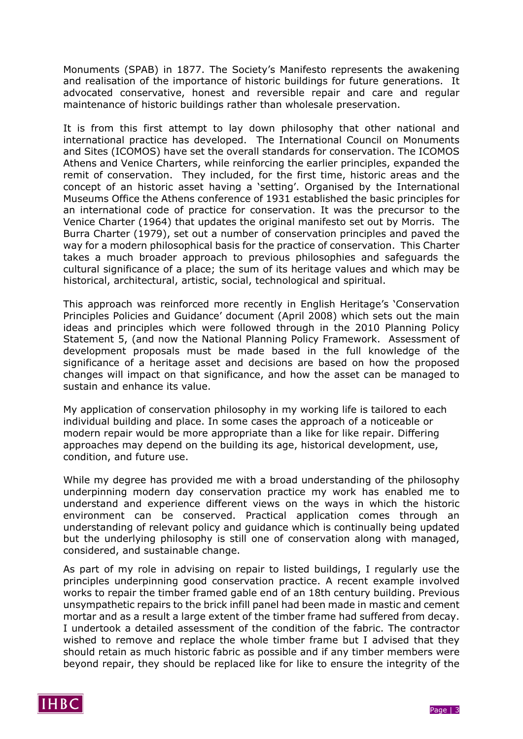Monuments (SPAB) in 1877. The Society's Manifesto represents the awakening and realisation of the importance of historic buildings for future generations. It advocated conservative, honest and reversible repair and care and regular maintenance of historic buildings rather than wholesale preservation.

It is from this first attempt to lay down philosophy that other national and international practice has developed. The International Council on Monuments and Sites (ICOMOS) have set the overall standards for conservation. The ICOMOS Athens and Venice Charters, while reinforcing the earlier principles, expanded the remit of conservation. They included, for the first time, historic areas and the concept of an historic asset having a 'setting'. Organised by the International Museums Office the Athens conference of 1931 established the basic principles for an international code of practice for conservation. It was the precursor to the Venice Charter (1964) that updates the original manifesto set out by Morris. The Burra Charter (1979), set out a number of conservation principles and paved the way for a modern philosophical basis for the practice of conservation. This Charter takes a much broader approach to previous philosophies and safeguards the cultural significance of a place; the sum of its heritage values and which may be historical, architectural, artistic, social, technological and spiritual.

This approach was reinforced more recently in English Heritage's 'Conservation Principles Policies and Guidance' document (April 2008) which sets out the main ideas and principles which were followed through in the 2010 Planning Policy Statement 5, (and now the National Planning Policy Framework. Assessment of development proposals must be made based in the full knowledge of the significance of a heritage asset and decisions are based on how the proposed changes will impact on that significance, and how the asset can be managed to sustain and enhance its value.

My application of conservation philosophy in my working life is tailored to each individual building and place. In some cases the approach of a noticeable or modern repair would be more appropriate than a like for like repair. Differing approaches may depend on the building its age, historical development, use, condition, and future use.

While my degree has provided me with a broad understanding of the philosophy underpinning modern day conservation practice my work has enabled me to understand and experience different views on the ways in which the historic environment can be conserved. Practical application comes through an understanding of relevant policy and guidance which is continually being updated but the underlying philosophy is still one of conservation along with managed, considered, and sustainable change.

As part of my role in advising on repair to listed buildings, I regularly use the principles underpinning good conservation practice. A recent example involved works to repair the timber framed gable end of an 18th century building. Previous unsympathetic repairs to the brick infill panel had been made in mastic and cement mortar and as a result a large extent of the timber frame had suffered from decay. I undertook a detailed assessment of the condition of the fabric. The contractor wished to remove and replace the whole timber frame but I advised that they should retain as much historic fabric as possible and if any timber members were beyond repair, they should be replaced like for like to ensure the integrity of the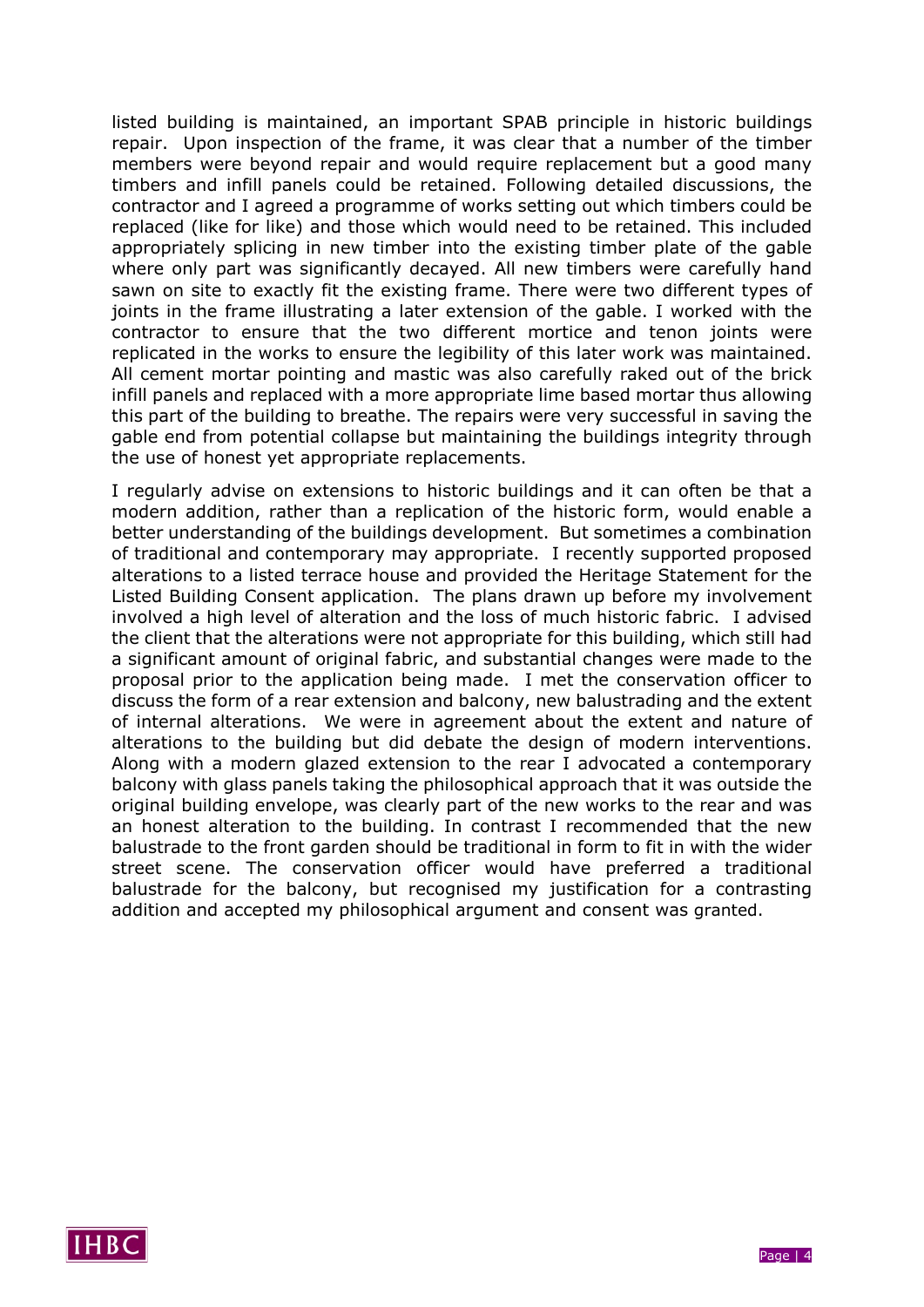listed building is maintained, an important SPAB principle in historic buildings repair. Upon inspection of the frame, it was clear that a number of the timber members were beyond repair and would require replacement but a good many timbers and infill panels could be retained. Following detailed discussions, the contractor and I agreed a programme of works setting out which timbers could be replaced (like for like) and those which would need to be retained. This included appropriately splicing in new timber into the existing timber plate of the gable where only part was significantly decayed. All new timbers were carefully hand sawn on site to exactly fit the existing frame. There were two different types of joints in the frame illustrating a later extension of the gable. I worked with the contractor to ensure that the two different mortice and tenon joints were replicated in the works to ensure the legibility of this later work was maintained. All cement mortar pointing and mastic was also carefully raked out of the brick infill panels and replaced with a more appropriate lime based mortar thus allowing this part of the building to breathe. The repairs were very successful in saving the gable end from potential collapse but maintaining the buildings integrity through the use of honest yet appropriate replacements.

I regularly advise on extensions to historic buildings and it can often be that a modern addition, rather than a replication of the historic form, would enable a better understanding of the buildings development. But sometimes a combination of traditional and contemporary may appropriate. I recently supported proposed alterations to a listed terrace house and provided the Heritage Statement for the Listed Building Consent application. The plans drawn up before my involvement involved a high level of alteration and the loss of much historic fabric. I advised the client that the alterations were not appropriate for this building, which still had a significant amount of original fabric, and substantial changes were made to the proposal prior to the application being made. I met the conservation officer to discuss the form of a rear extension and balcony, new balustrading and the extent of internal alterations. We were in agreement about the extent and nature of alterations to the building but did debate the design of modern interventions. Along with a modern glazed extension to the rear I advocated a contemporary balcony with glass panels taking the philosophical approach that it was outside the original building envelope, was clearly part of the new works to the rear and was an honest alteration to the building. In contrast I recommended that the new balustrade to the front garden should be traditional in form to fit in with the wider street scene. The conservation officer would have preferred a traditional balustrade for the balcony, but recognised my justification for a contrasting addition and accepted my philosophical argument and consent was granted.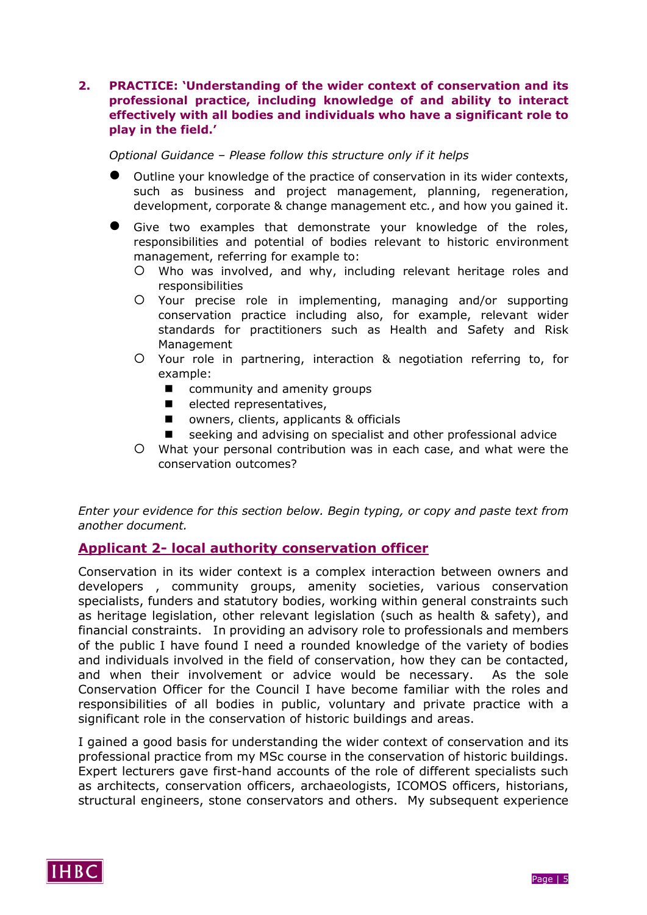**2. PRACTICE: 'Understanding of the wider context of conservation and its professional practice, including knowledge of and ability to interact effectively with all bodies and individuals who have a significant role to play in the field.'**

*Optional Guidance – Please follow this structure only if it helps*

- Outline your knowledge of the practice of conservation in its wider contexts, such as business and project management, planning, regeneration, development, corporate & change management etc., and how you gained it.
- Give two examples that demonstrate your knowledge of the roles, responsibilities and potential of bodies relevant to historic environment management, referring for example to:
  - Who was involved, and why, including relevant heritage roles and responsibilities
  - Your precise role in implementing, managing and/or supporting conservation practice including also, for example, relevant wider standards for practitioners such as Health and Safety and Risk Management
  - Your role in partnering, interaction & negotiation referring to, for example:
    - community and amenity groups
    - elected representatives,
    - owners, clients, applicants & officials
    - seeking and advising on specialist and other professional advice
  - What your personal contribution was in each case, and what were the conservation outcomes?

*Enter your evidence for this section below. Begin typing, or copy and paste text from another document.*

## Applicant 2- local authority conservation officer

Conservation in its wider context is a complex interaction between owners and developers , community groups, amenity societies, various conservation specialists, funders and statutory bodies, working within general constraints such as heritage legislation, other relevant legislation (such as health & safety), and financial constraints. In providing an advisory role to professionals and members of the public I have found I need a rounded knowledge of the variety of bodies and individuals involved in the field of conservation, how they can be contacted, and when their involvement or advice would be necessary. As the sole Conservation Officer for the Council I have become familiar with the roles and responsibilities of all bodies in public, voluntary and private practice with a significant role in the conservation of historic buildings and areas.

I gained a good basis for understanding the wider context of conservation and its professional practice from my MSc course in the conservation of historic buildings. Expert lecturers gave first-hand accounts of the role of different specialists such as architects, conservation officers, archaeologists, ICOMOS officers, historians, structural engineers, stone conservators and others. My subsequent experience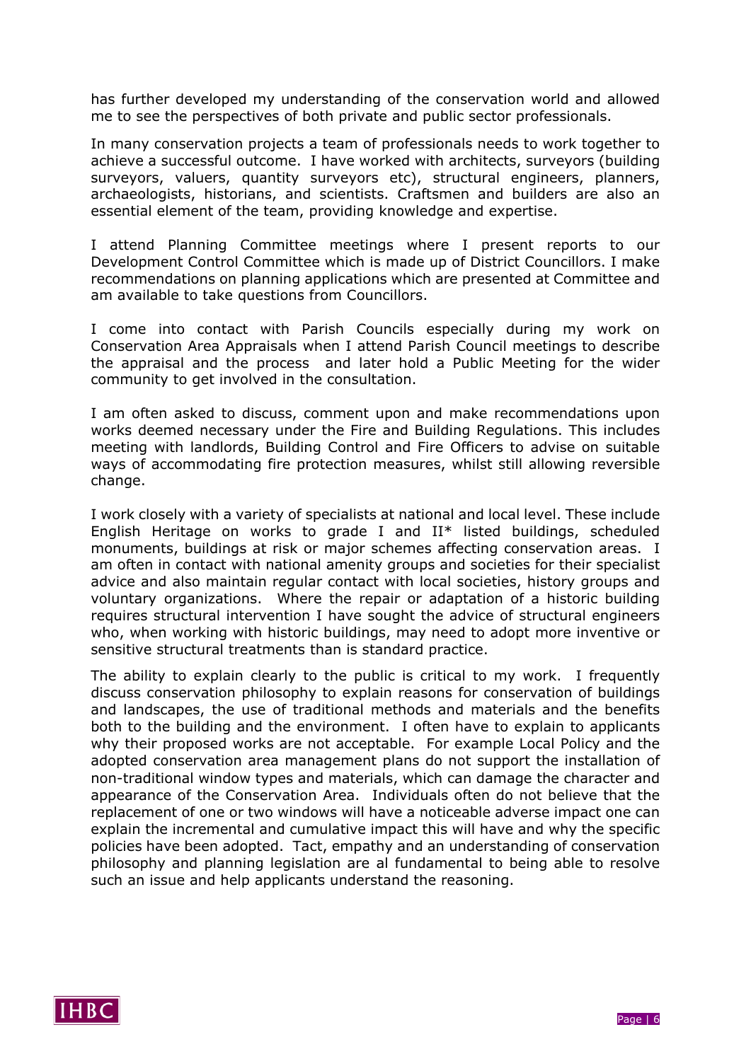has further developed my understanding of the conservation world and allowed me to see the perspectives of both private and public sector professionals.

In many conservation projects a team of professionals needs to work together to achieve a successful outcome. I have worked with architects, surveyors (building surveyors, valuers, quantity surveyors etc), structural engineers, planners, archaeologists, historians, and scientists. Craftsmen and builders are also an essential element of the team, providing knowledge and expertise.

I attend Planning Committee meetings where I present reports to our Development Control Committee which is made up of District Councillors. I make recommendations on planning applications which are presented at Committee and am available to take questions from Councillors.

I come into contact with Parish Councils especially during my work on Conservation Area Appraisals when I attend Parish Council meetings to describe the appraisal and the process and later hold a Public Meeting for the wider community to get involved in the consultation.

I am often asked to discuss, comment upon and make recommendations upon works deemed necessary under the Fire and Building Regulations. This includes meeting with landlords, Building Control and Fire Officers to advise on suitable ways of accommodating fire protection measures, whilst still allowing reversible change.

I work closely with a variety of specialists at national and local level. These include English Heritage on works to grade I and II* listed buildings, scheduled monuments, buildings at risk or major schemes affecting conservation areas. I am often in contact with national amenity groups and societies for their specialist advice and also maintain regular contact with local societies, history groups and voluntary organizations. Where the repair or adaptation of a historic building requires structural intervention I have sought the advice of structural engineers who, when working with historic buildings, may need to adopt more inventive or sensitive structural treatments than is standard practice.

The ability to explain clearly to the public is critical to my work. I frequently discuss conservation philosophy to explain reasons for conservation of buildings and landscapes, the use of traditional methods and materials and the benefits both to the building and the environment. I often have to explain to applicants why their proposed works are not acceptable. For example Local Policy and the adopted conservation area management plans do not support the installation of non-traditional window types and materials, which can damage the character and appearance of the Conservation Area. Individuals often do not believe that the replacement of one or two windows will have a noticeable adverse impact one can explain the incremental and cumulative impact this will have and why the specific policies have been adopted. Tact, empathy and an understanding of conservation philosophy and planning legislation are al fundamental to being able to resolve such an issue and help applicants understand the reasoning.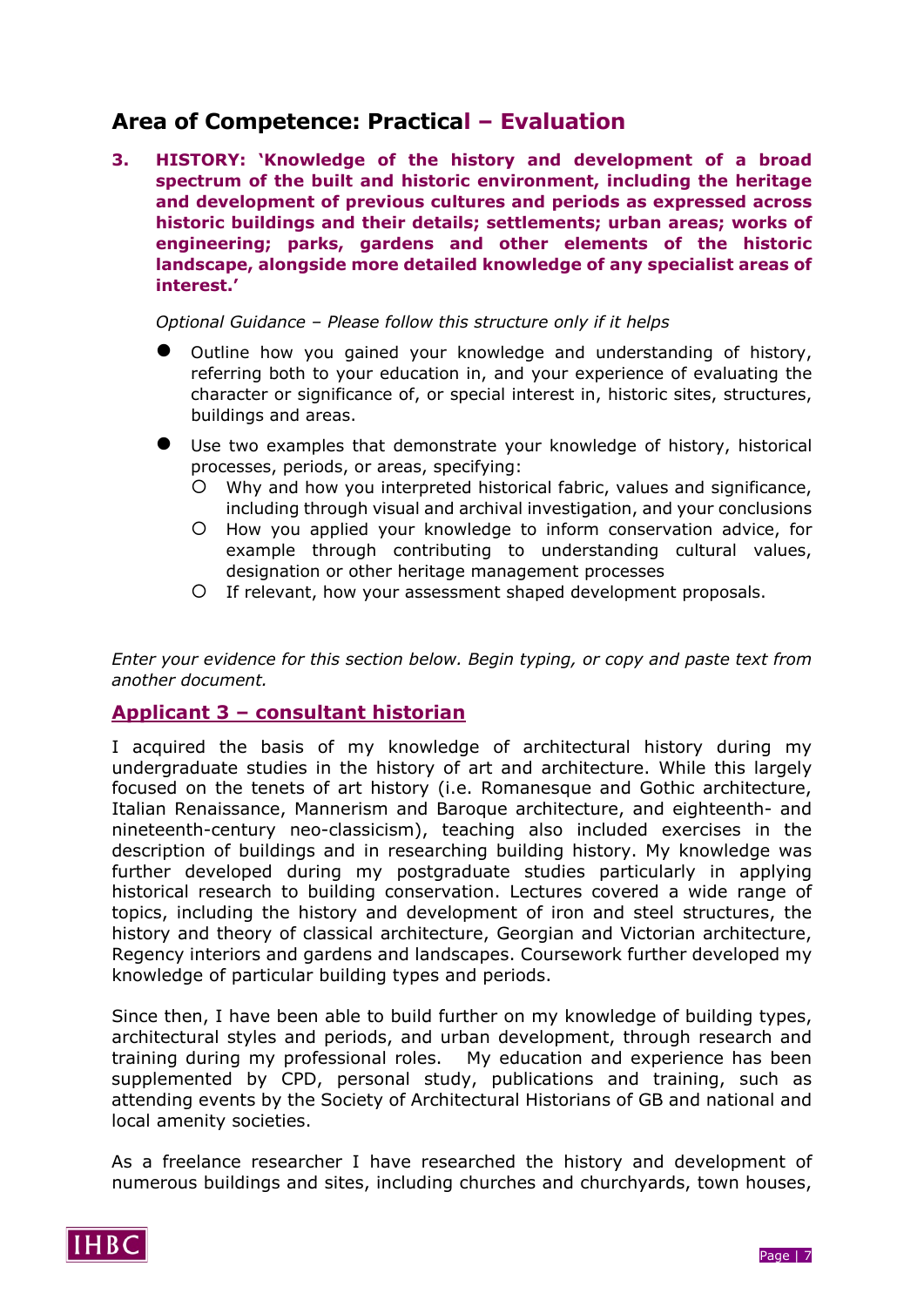## Area of Competence: Practical – Evaluation

**3. HISTORY: 'Knowledge of the history and development of a broad spectrum of the built and historic environment, including the heritage and development of previous cultures and periods as expressed across historic buildings and their details; settlements; urban areas; works of engineering; parks, gardens and other elements of the historic landscape, alongside more detailed knowledge of any specialist areas of interest.'**

*Optional Guidance – Please follow this structure only if it helps*

- Outline how you gained your knowledge and understanding of history, referring both to your education in, and your experience of evaluating the character or significance of, or special interest in, historic sites, structures, buildings and areas.
- Use two examples that demonstrate your knowledge of history, historical processes, periods, or areas, specifying:
  - Why and how you interpreted historical fabric, values and significance, including through visual and archival investigation, and your conclusions
  - How you applied your knowledge to inform conservation advice, for example through contributing to understanding cultural values, designation or other heritage management processes
  - If relevant, how your assessment shaped development proposals.

*Enter your evidence for this section below. Begin typing, or copy and paste text from another document.*

### Applicant 3 – consultant historian

I acquired the basis of my knowledge of architectural history during my undergraduate studies in the history of art and architecture. While this largely focused on the tenets of art history (i.e. Romanesque and Gothic architecture, Italian Renaissance, Mannerism and Baroque architecture, and eighteenth- and nineteenth-century neo-classicism), teaching also included exercises in the description of buildings and in researching building history. My knowledge was further developed during my postgraduate studies particularly in applying historical research to building conservation. Lectures covered a wide range of topics, including the history and development of iron and steel structures, the history and theory of classical architecture, Georgian and Victorian architecture, Regency interiors and gardens and landscapes. Coursework further developed my knowledge of particular building types and periods.

Since then, I have been able to build further on my knowledge of building types, architectural styles and periods, and urban development, through research and training during my professional roles. My education and experience has been supplemented by CPD, personal study, publications and training, such as attending events by the Society of Architectural Historians of GB and national and local amenity societies.

As a freelance researcher I have researched the history and development of numerous buildings and sites, including churches and churchyards, town houses,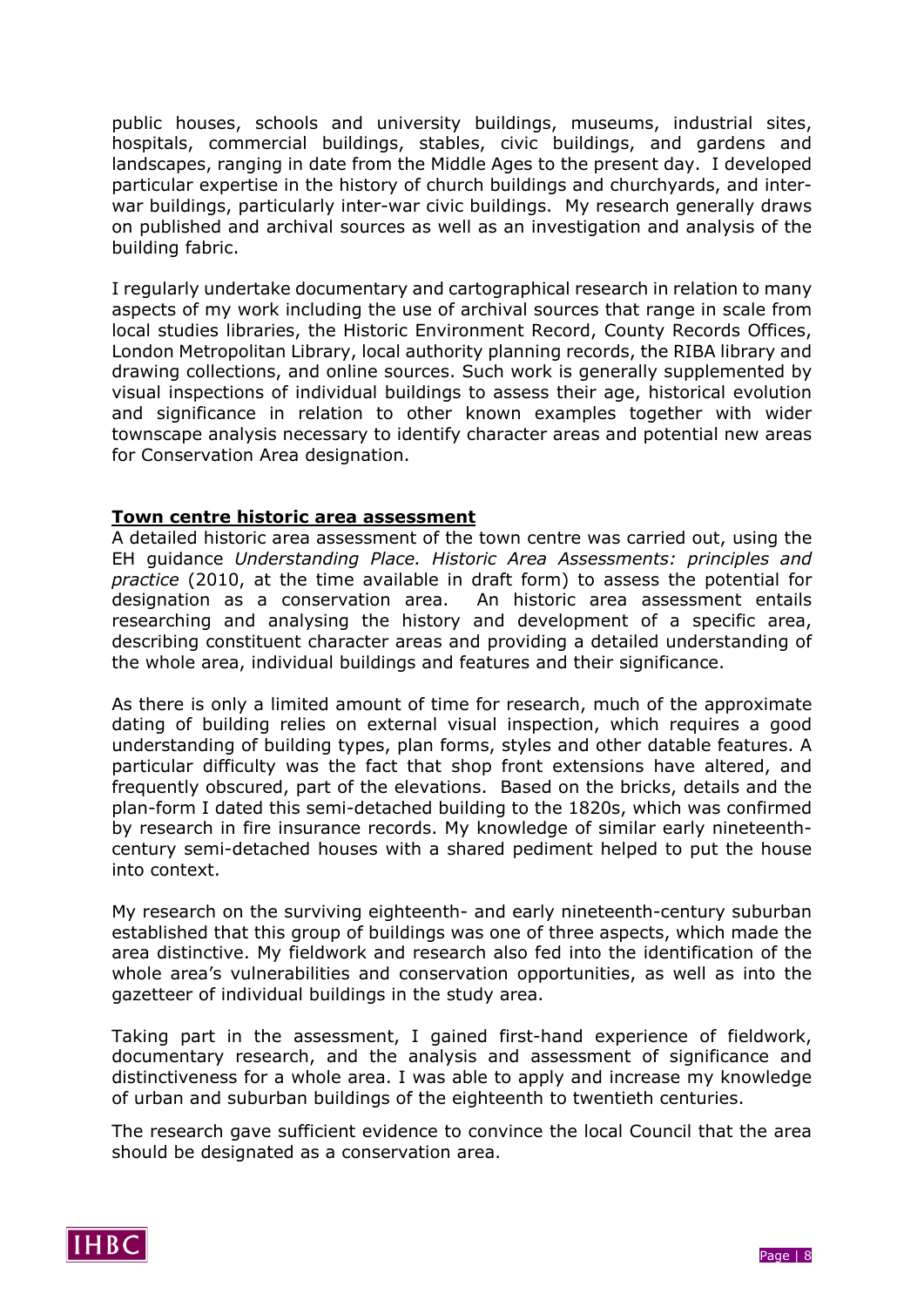public houses, schools and university buildings, museums, industrial sites, hospitals, commercial buildings, stables, civic buildings, and gardens and landscapes, ranging in date from the Middle Ages to the present day. I developed particular expertise in the history of church buildings and churchyards, and inter-war buildings, particularly inter-war civic buildings. My research generally draws on published and archival sources as well as an investigation and analysis of the building fabric.

I regularly undertake documentary and cartographical research in relation to many aspects of my work including the use of archival sources that range in scale from local studies libraries, the Historic Environment Record, County Records Offices, London Metropolitan Library, local authority planning records, the RIBA library and drawing collections, and online sources. Such work is generally supplemented by visual inspections of individual buildings to assess their age, historical evolution and significance in relation to other known examples together with wider townscape analysis necessary to identify character areas and potential new areas for Conservation Area designation.

**Town centre historic area assessment**

A detailed historic area assessment of the town centre was carried out, using the EH guidance *Understanding Place. Historic Area Assessments: principles and practice* (2010, at the time available in draft form) to assess the potential for designation as a conservation area. An historic area assessment entails researching and analysing the history and development of a specific area, describing constituent character areas and providing a detailed understanding of the whole area, individual buildings and features and their significance.

As there is only a limited amount of time for research, much of the approximate dating of building relies on external visual inspection, which requires a good understanding of building types, plan forms, styles and other datable features. A particular difficulty was the fact that shop front extensions have altered, and frequently obscured, part of the elevations. Based on the bricks, details and the plan-form I dated this semi-detached building to the 1820s, which was confirmed by research in fire insurance records. My knowledge of similar early nineteenth-century semi-detached houses with a shared pediment helped to put the house into context.

My research on the surviving eighteenth- and early nineteenth-century suburban established that this group of buildings was one of three aspects, which made the area distinctive. My fieldwork and research also fed into the identification of the whole area's vulnerabilities and conservation opportunities, as well as into the gazetteer of individual buildings in the study area.

Taking part in the assessment, I gained first-hand experience of fieldwork, documentary research, and the analysis and assessment of significance and distinctiveness for a whole area. I was able to apply and increase my knowledge of urban and suburban buildings of the eighteenth to twentieth centuries.

The research gave sufficient evidence to convince the local Council that the area should be designated as a conservation area.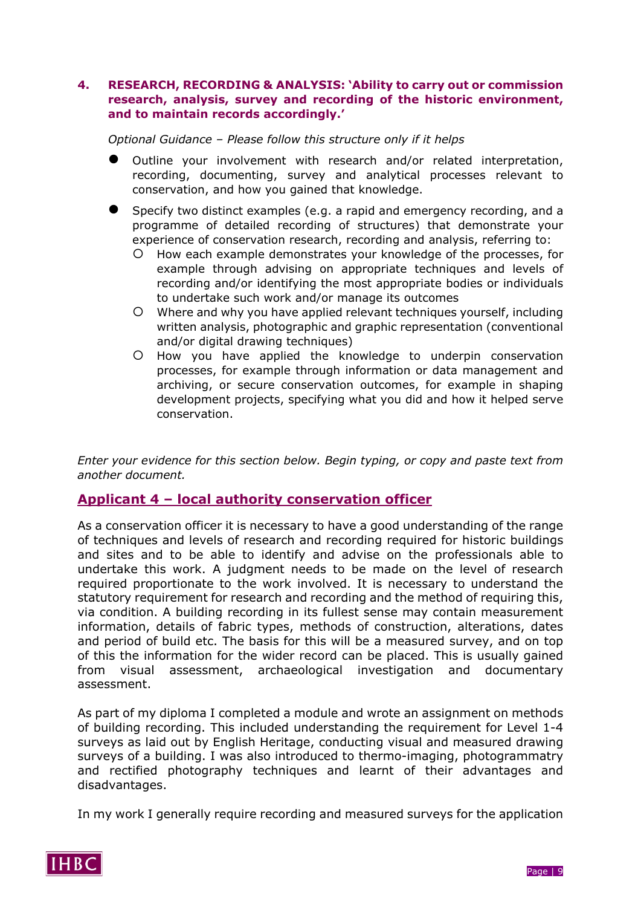## 4. RESEARCH, RECORDING & ANALYSIS: 'Ability to carry out or commission research, analysis, survey and recording of the historic environment, and to maintain records accordingly.'

*Optional Guidance – Please follow this structure only if it helps*

- Outline your involvement with research and/or related interpretation, recording, documenting, survey and analytical processes relevant to conservation, and how you gained that knowledge.
- Specify two distinct examples (e.g. a rapid and emergency recording, and a programme of detailed recording of structures) that demonstrate your experience of conservation research, recording and analysis, referring to:
  - How each example demonstrates your knowledge of the processes, for example through advising on appropriate techniques and levels of recording and/or identifying the most appropriate bodies or individuals to undertake such work and/or manage its outcomes
  - Where and why you have applied relevant techniques yourself, including written analysis, photographic and graphic representation (conventional and/or digital drawing techniques)
  - How you have applied the knowledge to underpin conservation processes, for example through information or data management and archiving, or secure conservation outcomes, for example in shaping development projects, specifying what you did and how it helped serve conservation.

*Enter your evidence for this section below. Begin typing, or copy and paste text from another document.*

### Applicant 4 – local authority conservation officer

As a conservation officer it is necessary to have a good understanding of the range of techniques and levels of research and recording required for historic buildings and sites and to be able to identify and advise on the professionals able to undertake this work. A judgment needs to be made on the level of research required proportionate to the work involved. It is necessary to understand the statutory requirement for research and recording and the method of requiring this, via condition. A building recording in its fullest sense may contain measurement information, details of fabric types, methods of construction, alterations, dates and period of build etc. The basis for this will be a measured survey, and on top of this the information for the wider record can be placed. This is usually gained from visual assessment, archaeological investigation and documentary assessment.

As part of my diploma I completed a module and wrote an assignment on methods of building recording. This included understanding the requirement for Level 1-4 surveys as laid out by English Heritage, conducting visual and measured drawing surveys of a building. I was also introduced to thermo-imaging, photogrammatry and rectified photography techniques and learnt of their advantages and disadvantages.

In my work I generally require recording and measured surveys for the application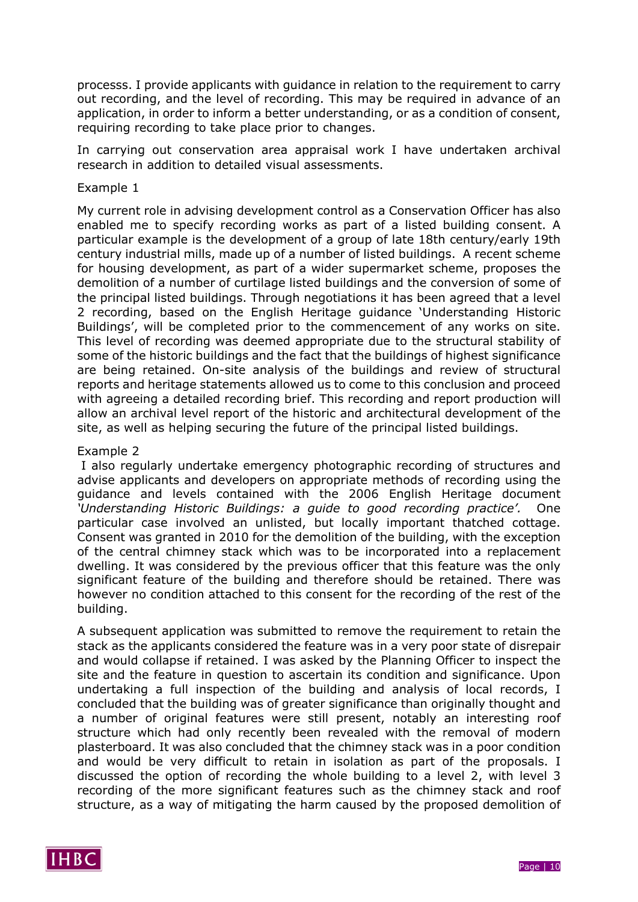processs. I provide applicants with guidance in relation to the requirement to carry out recording, and the level of recording. This may be required in advance of an application, in order to inform a better understanding, or as a condition of consent, requiring recording to take place prior to changes.

In carrying out conservation area appraisal work I have undertaken archival research in addition to detailed visual assessments.

Example 1

My current role in advising development control as a Conservation Officer has also enabled me to specify recording works as part of a listed building consent. A particular example is the development of a group of late 18th century/early 19th century industrial mills, made up of a number of listed buildings. A recent scheme for housing development, as part of a wider supermarket scheme, proposes the demolition of a number of curtilage listed buildings and the conversion of some of the principal listed buildings. Through negotiations it has been agreed that a level 2 recording, based on the English Heritage guidance 'Understanding Historic Buildings', will be completed prior to the commencement of any works on site. This level of recording was deemed appropriate due to the structural stability of some of the historic buildings and the fact that the buildings of highest significance are being retained. On-site analysis of the buildings and review of structural reports and heritage statements allowed us to come to this conclusion and proceed with agreeing a detailed recording brief. This recording and report production will allow an archival level report of the historic and architectural development of the site, as well as helping securing the future of the principal listed buildings.

Example 2

I also regularly undertake emergency photographic recording of structures and advise applicants and developers on appropriate methods of recording using the guidance and levels contained with the 2006 English Heritage document *'Understanding Historic Buildings: a guide to good recording practice'.* One particular case involved an unlisted, but locally important thatched cottage. Consent was granted in 2010 for the demolition of the building, with the exception of the central chimney stack which was to be incorporated into a replacement dwelling. It was considered by the previous officer that this feature was the only significant feature of the building and therefore should be retained. There was however no condition attached to this consent for the recording of the rest of the building.

A subsequent application was submitted to remove the requirement to retain the stack as the applicants considered the feature was in a very poor state of disrepair and would collapse if retained. I was asked by the Planning Officer to inspect the site and the feature in question to ascertain its condition and significance. Upon undertaking a full inspection of the building and analysis of local records, I concluded that the building was of greater significance than originally thought and a number of original features were still present, notably an interesting roof structure which had only recently been revealed with the removal of modern plasterboard. It was also concluded that the chimney stack was in a poor condition and would be very difficult to retain in isolation as part of the proposals. I discussed the option of recording the whole building to a level 2, with level 3 recording of the more significant features such as the chimney stack and roof structure, as a way of mitigating the harm caused by the proposed demolition of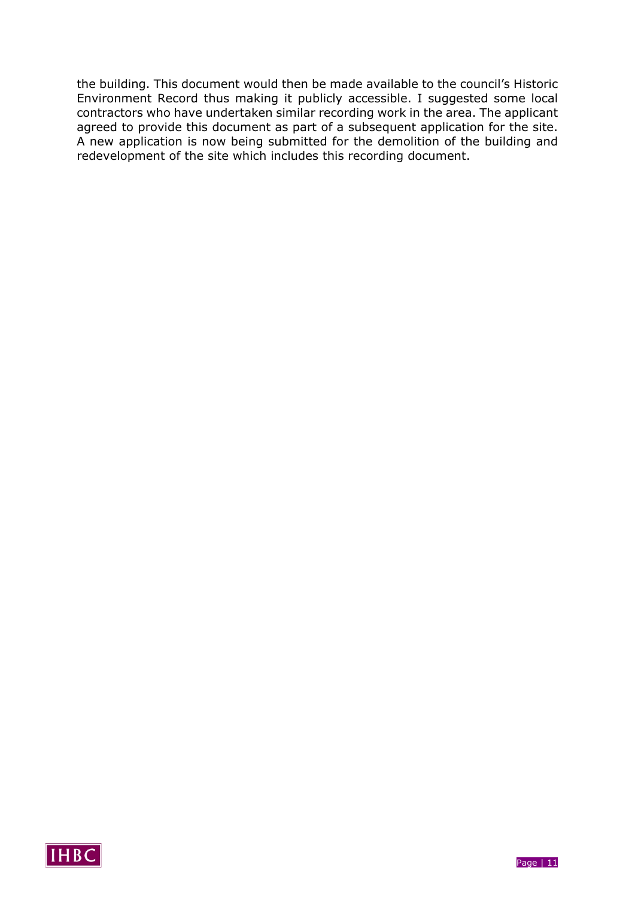the building. This document would then be made available to the council's Historic Environment Record thus making it publicly accessible. I suggested some local contractors who have undertaken similar recording work in the area. The applicant agreed to provide this document as part of a subsequent application for the site. A new application is now being submitted for the demolition of the building and redevelopment of the site which includes this recording document.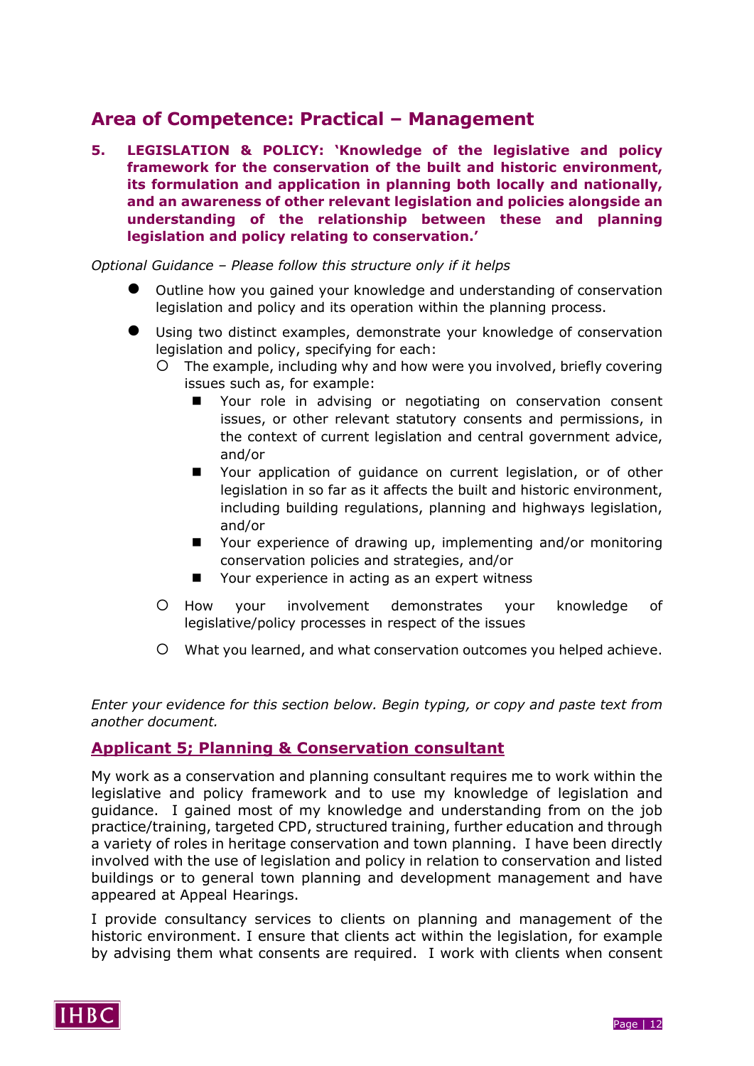## Area of Competence: Practical – Management

**5. LEGISLATION & POLICY: 'Knowledge of the legislative and policy framework for the conservation of the built and historic environment, its formulation and application in planning both locally and nationally, and an awareness of other relevant legislation and policies alongside an understanding of the relationship between these and planning legislation and policy relating to conservation.'**

*Optional Guidance – Please follow this structure only if it helps*

- Outline how you gained your knowledge and understanding of conservation legislation and policy and its operation within the planning process.
- Using two distinct examples, demonstrate your knowledge of conservation legislation and policy, specifying for each:
  - The example, including why and how were you involved, briefly covering issues such as, for example:
    - Your role in advising or negotiating on conservation consent issues, or other relevant statutory consents and permissions, in the context of current legislation and central government advice, and/or
    - Your application of guidance on current legislation, or of other legislation in so far as it affects the built and historic environment, including building regulations, planning and highways legislation, and/or
    - Your experience of drawing up, implementing and/or monitoring conservation policies and strategies, and/or
    - Your experience in acting as an expert witness
  - How your involvement demonstrates your knowledge of legislative/policy processes in respect of the issues
  - What you learned, and what conservation outcomes you helped achieve.

*Enter your evidence for this section below. Begin typing, or copy and paste text from another document.*

### Applicant 5; Planning & Conservation consultant

My work as a conservation and planning consultant requires me to work within the legislative and policy framework and to use my knowledge of legislation and guidance. I gained most of my knowledge and understanding from on the job practice/training, targeted CPD, structured training, further education and through a variety of roles in heritage conservation and town planning. I have been directly involved with the use of legislation and policy in relation to conservation and listed buildings or to general town planning and development management and have appeared at Appeal Hearings.

I provide consultancy services to clients on planning and management of the historic environment. I ensure that clients act within the legislation, for example by advising them what consents are required. I work with clients when consent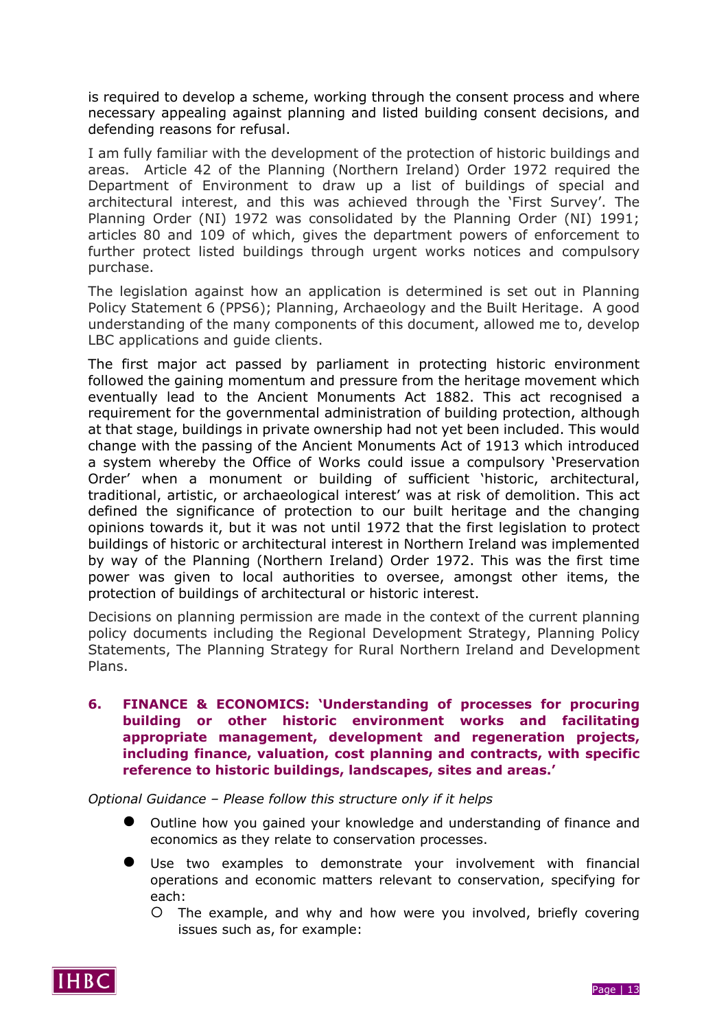is required to develop a scheme, working through the consent process and where necessary appealing against planning and listed building consent decisions, and defending reasons for refusal.

I am fully familiar with the development of the protection of historic buildings and areas. Article 42 of the Planning (Northern Ireland) Order 1972 required the Department of Environment to draw up a list of buildings of special and architectural interest, and this was achieved through the 'First Survey'. The Planning Order (NI) 1972 was consolidated by the Planning Order (NI) 1991; articles 80 and 109 of which, gives the department powers of enforcement to further protect listed buildings through urgent works notices and compulsory purchase.

The legislation against how an application is determined is set out in Planning Policy Statement 6 (PPS6); Planning, Archaeology and the Built Heritage. A good understanding of the many components of this document, allowed me to, develop LBC applications and guide clients.

The first major act passed by parliament in protecting historic environment followed the gaining momentum and pressure from the heritage movement which eventually lead to the Ancient Monuments Act 1882. This act recognised a requirement for the governmental administration of building protection, although at that stage, buildings in private ownership had not yet been included. This would change with the passing of the Ancient Monuments Act of 1913 which introduced a system whereby the Office of Works could issue a compulsory 'Preservation Order' when a monument or building of sufficient 'historic, architectural, traditional, artistic, or archaeological interest' was at risk of demolition. This act defined the significance of protection to our built heritage and the changing opinions towards it, but it was not until 1972 that the first legislation to protect buildings of historic or architectural interest in Northern Ireland was implemented by way of the Planning (Northern Ireland) Order 1972. This was the first time power was given to local authorities to oversee, amongst other items, the protection of buildings of architectural or historic interest.

Decisions on planning permission are made in the context of the current planning policy documents including the Regional Development Strategy, Planning Policy Statements, The Planning Strategy for Rural Northern Ireland and Development Plans.

## 6. FINANCE & ECONOMICS: 'Understanding of processes for procuring building or other historic environment works and facilitating appropriate management, development and regeneration projects, including finance, valuation, cost planning and contracts, with specific reference to historic buildings, landscapes, sites and areas.'

*Optional Guidance – Please follow this structure only if it helps*

- Outline how you gained your knowledge and understanding of finance and economics as they relate to conservation processes.
- Use two examples to demonstrate your involvement with financial operations and economic matters relevant to conservation, specifying for each:
  - The example, and why and how were you involved, briefly covering issues such as, for example: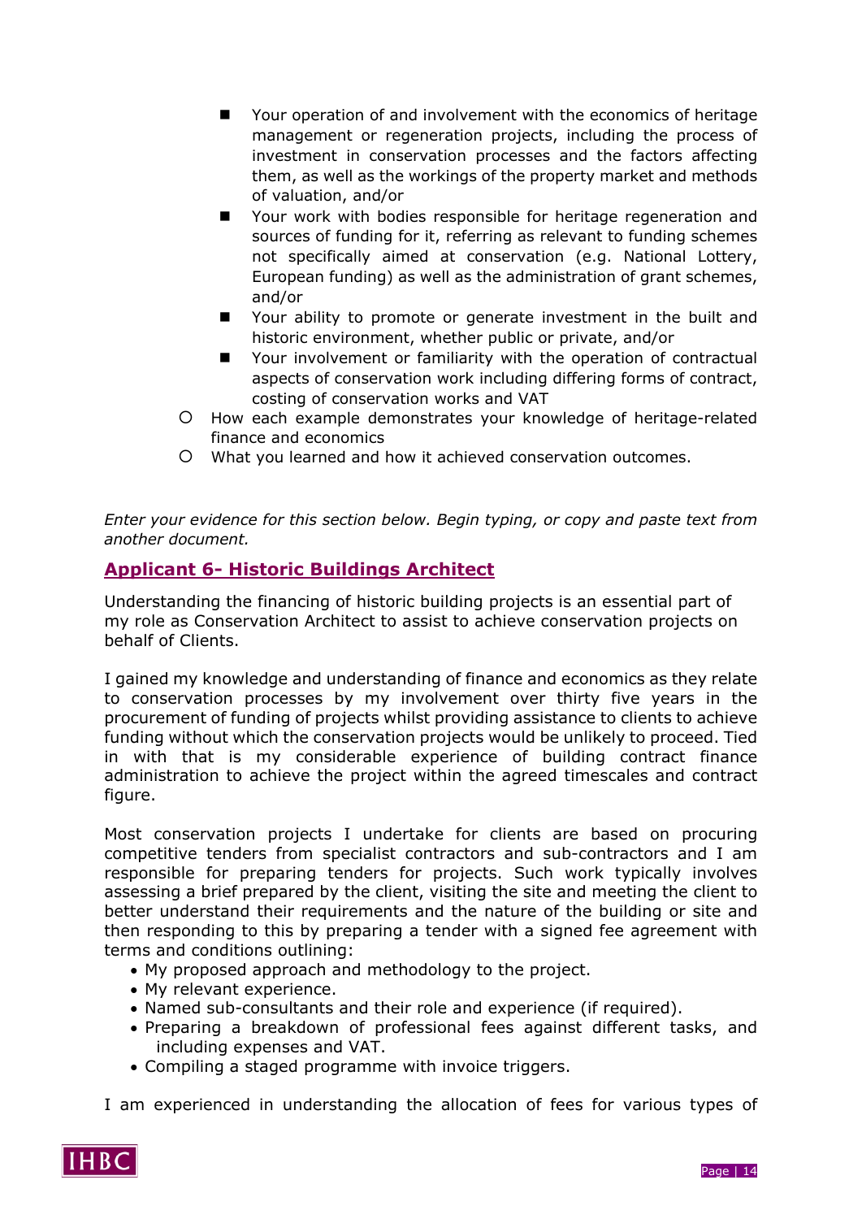- Your operation of and involvement with the economics of heritage management or regeneration projects, including the process of investment in conservation processes and the factors affecting them, as well as the workings of the property market and methods of valuation, and/or
  - Your work with bodies responsible for heritage regeneration and sources of funding for it, referring as relevant to funding schemes not specifically aimed at conservation (e.g. National Lottery, European funding) as well as the administration of grant schemes, and/or
  - Your ability to promote or generate investment in the built and historic environment, whether public or private, and/or
  - Your involvement or familiarity with the operation of contractual aspects of conservation work including differing forms of contract, costing of conservation works and VAT
- How each example demonstrates your knowledge of heritage-related finance and economics
- What you learned and how it achieved conservation outcomes.

*Enter your evidence for this section below. Begin typing, or copy and paste text from another document.*

## Applicant 6- Historic Buildings Architect

Understanding the financing of historic building projects is an essential part of my role as Conservation Architect to assist to achieve conservation projects on behalf of Clients.

I gained my knowledge and understanding of finance and economics as they relate to conservation processes by my involvement over thirty five years in the procurement of funding of projects whilst providing assistance to clients to achieve funding without which the conservation projects would be unlikely to proceed. Tied in with that is my considerable experience of building contract finance administration to achieve the project within the agreed timescales and contract figure.

Most conservation projects I undertake for clients are based on procuring competitive tenders from specialist contractors and sub-contractors and I am responsible for preparing tenders for projects. Such work typically involves assessing a brief prepared by the client, visiting the site and meeting the client to better understand their requirements and the nature of the building or site and then responding to this by preparing a tender with a signed fee agreement with terms and conditions outlining:

- My proposed approach and methodology to the project.
- My relevant experience.
- Named sub-consultants and their role and experience (if required).
- Preparing a breakdown of professional fees against different tasks, and including expenses and VAT.
- Compiling a staged programme with invoice triggers.

I am experienced in understanding the allocation of fees for various types of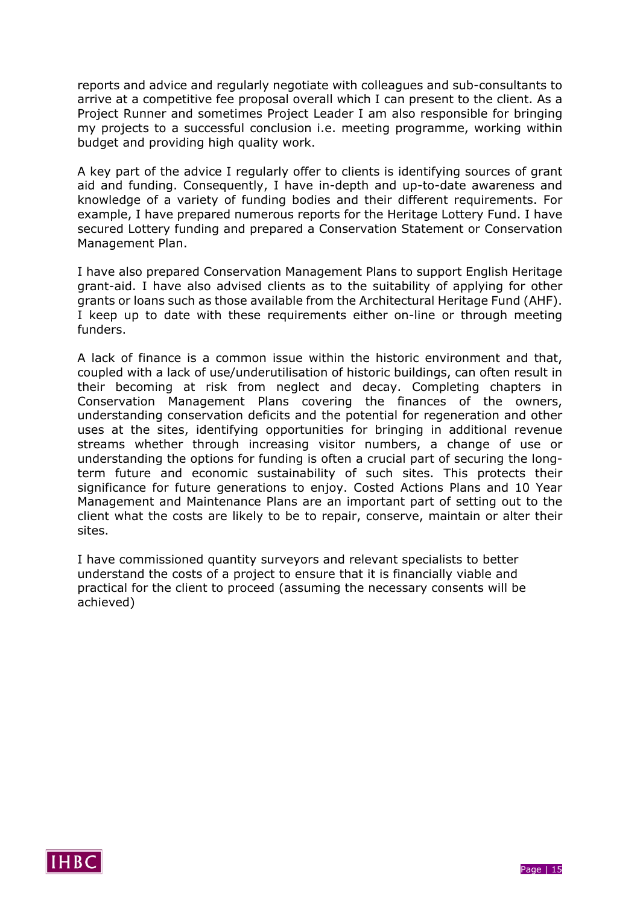reports and advice and regularly negotiate with colleagues and sub-consultants to arrive at a competitive fee proposal overall which I can present to the client. As a Project Runner and sometimes Project Leader I am also responsible for bringing my projects to a successful conclusion i.e. meeting programme, working within budget and providing high quality work.

A key part of the advice I regularly offer to clients is identifying sources of grant aid and funding. Consequently, I have in-depth and up-to-date awareness and knowledge of a variety of funding bodies and their different requirements. For example, I have prepared numerous reports for the Heritage Lottery Fund. I have secured Lottery funding and prepared a Conservation Statement or Conservation Management Plan.

I have also prepared Conservation Management Plans to support English Heritage grant-aid. I have also advised clients as to the suitability of applying for other grants or loans such as those available from the Architectural Heritage Fund (AHF). I keep up to date with these requirements either on-line or through meeting funders.

A lack of finance is a common issue within the historic environment and that, coupled with a lack of use/underutilisation of historic buildings, can often result in their becoming at risk from neglect and decay. Completing chapters in Conservation Management Plans covering the finances of the owners, understanding conservation deficits and the potential for regeneration and other uses at the sites, identifying opportunities for bringing in additional revenue streams whether through increasing visitor numbers, a change of use or understanding the options for funding is often a crucial part of securing the long-term future and economic sustainability of such sites. This protects their significance for future generations to enjoy. Costed Actions Plans and 10 Year Management and Maintenance Plans are an important part of setting out to the client what the costs are likely to be to repair, conserve, maintain or alter their sites.

I have commissioned quantity surveyors and relevant specialists to better understand the costs of a project to ensure that it is financially viable and practical for the client to proceed (assuming the necessary consents will be achieved)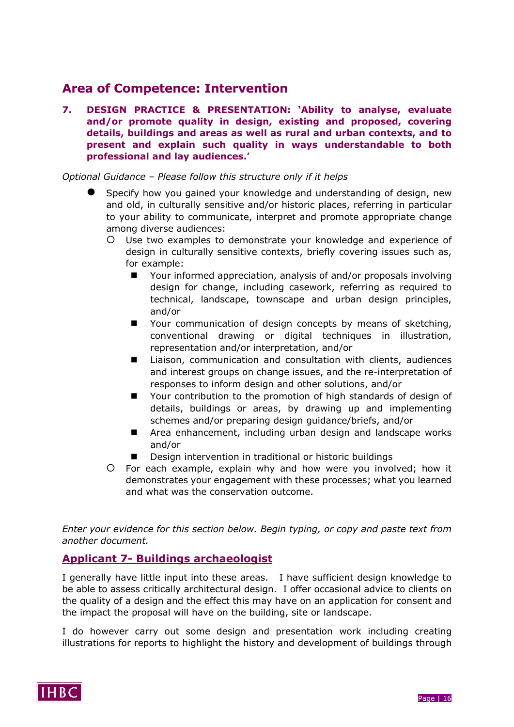## Area of Competence: Intervention

**7. DESIGN PRACTICE & PRESENTATION: 'Ability to analyse, evaluate and/or promote quality in design, existing and proposed, covering details, buildings and areas as well as rural and urban contexts, and to present and explain such quality in ways understandable to both professional and lay audiences.'**

*Optional Guidance – Please follow this structure only if it helps*

- Specify how you gained your knowledge and understanding of design, new and old, in culturally sensitive and/or historic places, referring in particular to your ability to communicate, interpret and promote appropriate change among diverse audiences:
  - Use two examples to demonstrate your knowledge and experience of design in culturally sensitive contexts, briefly covering issues such as, for example:
    - Your informed appreciation, analysis of and/or proposals involving design for change, including casework, referring as required to technical, landscape, townscape and urban design principles, and/or
    - Your communication of design concepts by means of sketching, conventional drawing or digital techniques in illustration, representation and/or interpretation, and/or
    - Liaison, communication and consultation with clients, audiences and interest groups on change issues, and the re-interpretation of responses to inform design and other solutions, and/or
    - Your contribution to the promotion of high standards of design of details, buildings or areas, by drawing up and implementing schemes and/or preparing design guidance/briefs, and/or
    - Area enhancement, including urban design and landscape works and/or
    - Design intervention in traditional or historic buildings
  - For each example, explain why and how were you involved; how it demonstrates your engagement with these processes; what you learned and what was the conservation outcome.

*Enter your evidence for this section below. Begin typing, or copy and paste text from another document.*

### Applicant 7- Buildings archaeologist

I generally have little input into these areas. I have sufficient design knowledge to be able to assess critically architectural design. I offer occasional advice to clients on the quality of a design and the effect this may have on an application for consent and the impact the proposal will have on the building, site or landscape.

I do however carry out some design and presentation work including creating illustrations for reports to highlight the history and development of buildings through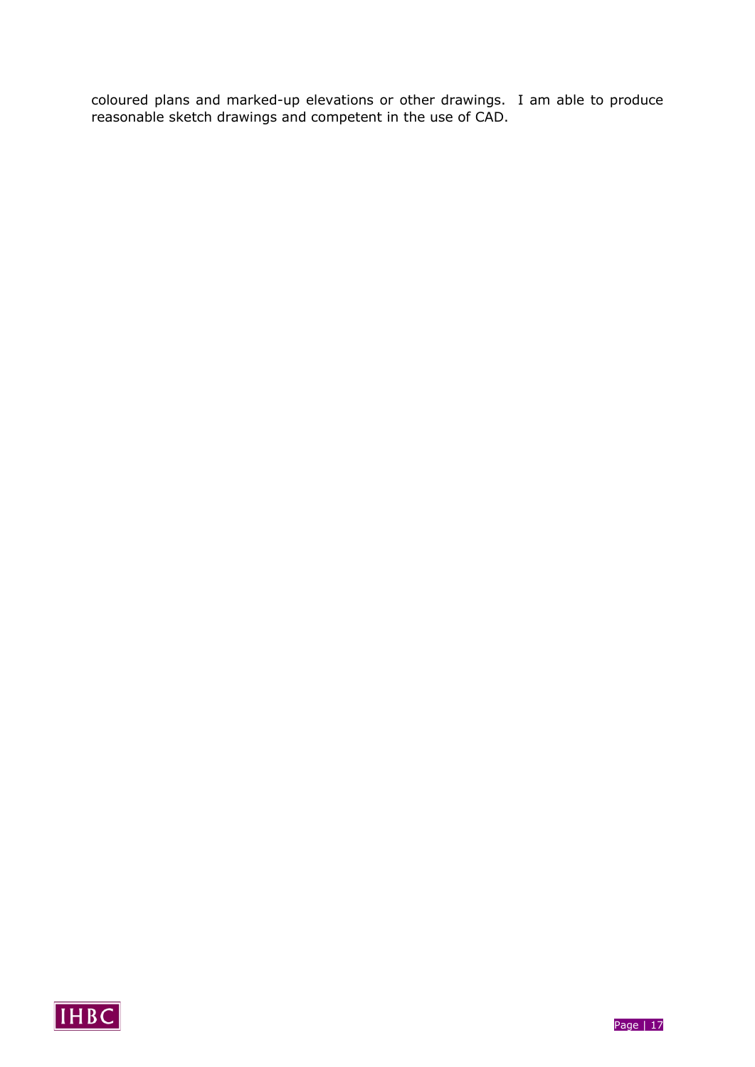coloured plans and marked-up elevations or other drawings.  I am able to produce reasonable sketch drawings and competent in the use of CAD.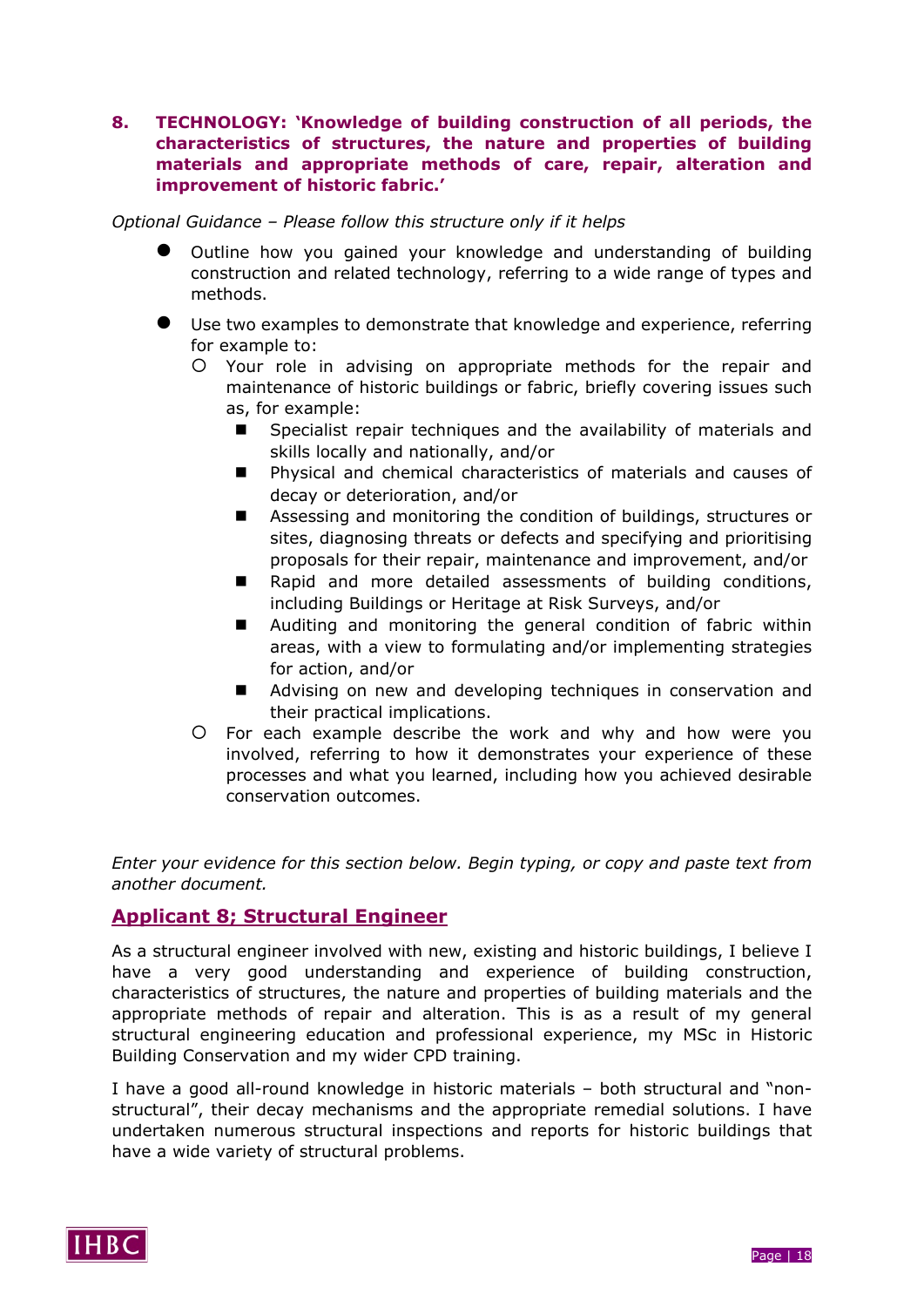**8. TECHNOLOGY: 'Knowledge of building construction of all periods, the characteristics of structures, the nature and properties of building materials and appropriate methods of care, repair, alteration and improvement of historic fabric.'**

*Optional Guidance – Please follow this structure only if it helps*

- Outline how you gained your knowledge and understanding of building construction and related technology, referring to a wide range of types and methods.
- Use two examples to demonstrate that knowledge and experience, referring for example to:
  - Your role in advising on appropriate methods for the repair and maintenance of historic buildings or fabric, briefly covering issues such as, for example:
    - Specialist repair techniques and the availability of materials and skills locally and nationally, and/or
    - Physical and chemical characteristics of materials and causes of decay or deterioration, and/or
    - Assessing and monitoring the condition of buildings, structures or sites, diagnosing threats or defects and specifying and prioritising proposals for their repair, maintenance and improvement, and/or
    - Rapid and more detailed assessments of building conditions, including Buildings or Heritage at Risk Surveys, and/or
    - Auditing and monitoring the general condition of fabric within areas, with a view to formulating and/or implementing strategies for action, and/or
    - Advising on new and developing techniques in conservation and their practical implications.
  - For each example describe the work and why and how were you involved, referring to how it demonstrates your experience of these processes and what you learned, including how you achieved desirable conservation outcomes.

*Enter your evidence for this section below. Begin typing, or copy and paste text from another document.*

## Applicant 8; Structural Engineer

As a structural engineer involved with new, existing and historic buildings, I believe I have a very good understanding and experience of building construction, characteristics of structures, the nature and properties of building materials and the appropriate methods of repair and alteration. This is as a result of my general structural engineering education and professional experience, my MSc in Historic Building Conservation and my wider CPD training.

I have a good all-round knowledge in historic materials – both structural and "non-structural", their decay mechanisms and the appropriate remedial solutions. I have undertaken numerous structural inspections and reports for historic buildings that have a wide variety of structural problems.